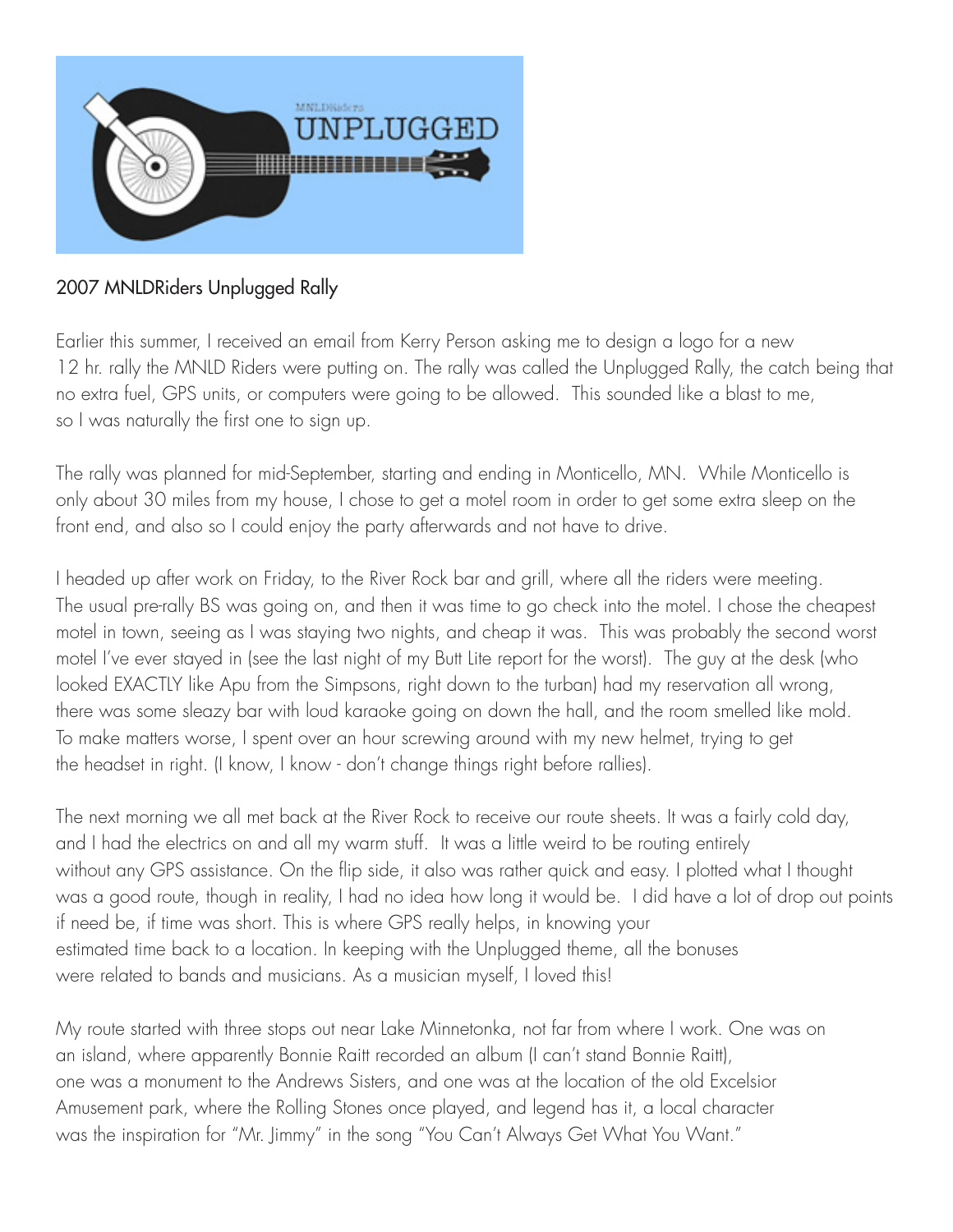2007 MNLDRiders Unplugged Rally

Earlier this summer, I received an email from Kerry Person asking me to design a logo for a new 12 hr. rally the MNLD Riders were putting on. The rally was called the Unplugged Rally, the catch being that no extra fuel, GPS units, or computers were going to be allowed. This sounded like a blast to me, so I was naturally the first one to sign up.

The rally was planned for mid-September, starting and ending in Monticello, MN. While Monticello is only about 30 miles from my house, I chose to get a motel room in order to get some extra sleep on the front end, and also so I could enjoy the party afterwards and not have to drive.

I headed up after work on Friday, to the River Rock bar and grill, where all the riders were meeting. The usual pre-rally BS was going on, and then it was time to go check into the motel. I chose the cheapest motel in town, seeing as I was staying two nights, and cheap it was. This was probably the second worst motel I've ever stayed in (see the last night of my Butt Lite report for the worst). The guy at the desk (who looked EXACTLY like Apu from the Simpsons, right down to the turban) had my reservation all wrong, there was some sleazy bar with loud karaoke going on down the hall, and the room smelled like mold. To make matters worse, I spent over an hour screwing around with my new helmet, trying to get the headset in right. (I know, I know - don't change things right before rallies).

The next morning we all met back at the River Rock to receive our route sheets. It was a fairly cold day, and I had the electrics on and all my warm stuff. It was a little weird to be routing entirely without any GPS assistance. On the flip side, it also was rather quick and easy. I plotted what I thought was a good route, though in reality, I had no idea how long it would be. I did have a lot of drop out points if need be, if time was short. This is where GPS really helps, in knowing your estimated time back to a location. In keeping with the Unplugged theme, all the bonuses were related to bands and musicians. As a musician myself, I loved this!

My route started with three stops out near Lake Minnetonka, not far from where I work. One was on an island, where apparently Bonnie Raitt recorded an album (I can't stand Bonnie Raitt), one was a monument to the Andrews Sisters, and one was at the location of the old Excelsior Amusement park, where the Rolling Stones once played, and legend has it, a local character was the inspiration for "Mr. Jimmy" in the song "You Can't Always Get What You Want."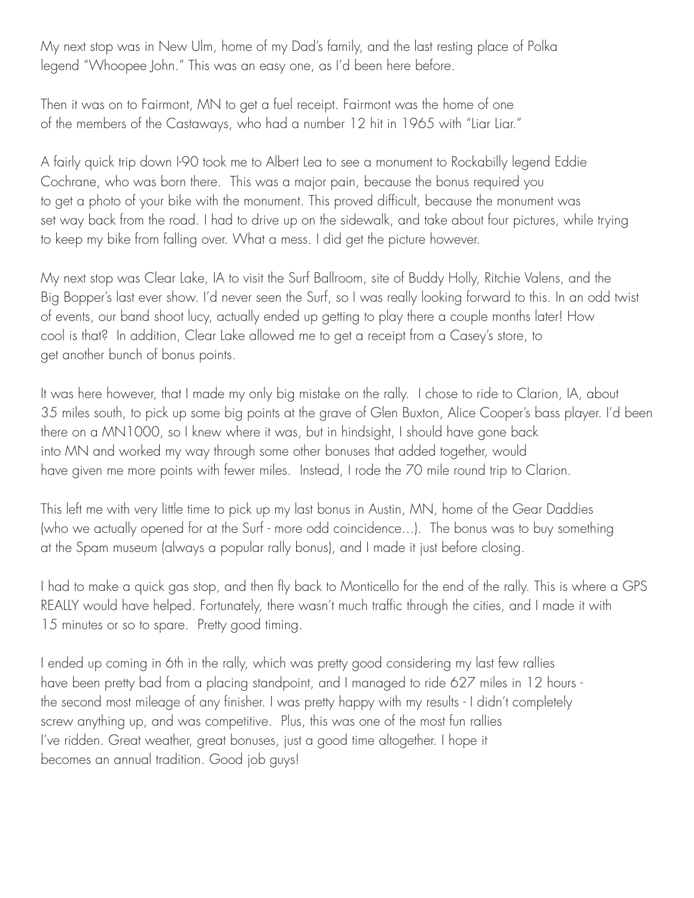My next stop was in New Ulm, home of my Dad's family, and the last resting place of Polka legend "Whoopee John." This was an easy one, as I'd been here before.

Then it was on to Fairmont, MN to get a fuel receipt. Fairmont was the home of one of the members of the Castaways, who had a number 12 hit in 1965 with "Liar Liar."

A fairly quick trip down I-90 took me to Albert Lea to see a monument to Rockabilly legend Eddie Cochrane, who was born there. This was a major pain, because the bonus required you to get a photo of your bike with the monument. This proved difficult, because the monument was set way back from the road. I had to drive up on the sidewalk, and take about four pictures, while trying to keep my bike from falling over. What a mess. I did get the picture however.

My next stop was Clear Lake, IA to visit the Surf Ballroom, site of Buddy Holly, Ritchie Valens, and the Big Bopper's last ever show. I'd never seen the Surf, so I was really looking forward to this. In an odd twist of events, our band shoot lucy, actually ended up getting to play there a couple months later! How cool is that? In addition, Clear Lake allowed me to get a receipt from a Casey's store, to get another bunch of bonus points.

It was here however, that I made my only big mistake on the rally. I chose to ride to Clarion, IA, about 35 miles south, to pick up some big points at the grave of Glen Buxton, Alice Cooper's bass player. I'd been there on a MN1000, so I knew where it was, but in hindsight, I should have gone back into MN and worked my way through some other bonuses that added together, would have given me more points with fewer miles. Instead, I rode the 70 mile round trip to Clarion.

This left me with very little time to pick up my last bonus in Austin, MN, home of the Gear Daddies (who we actually opened for at the Surf - more odd coincidence...). The bonus was to buy something at the Spam museum (always a popular rally bonus), and I made it just before closing.

I had to make a quick gas stop, and then fly back to Monticello for the end of the rally. This is where a GPS REALLY would have helped. Fortunately, there wasn't much traffic through the cities, and I made it with 15 minutes or so to spare. Pretty good timing.

I ended up coming in 6th in the rally, which was pretty good considering my last few rallies have been pretty bad from a placing standpoint, and I managed to ride 627 miles in 12 hours - the second most mileage of any finisher. I was pretty happy with my results - I didn't completely screw anything up, and was competitive. Plus, this was one of the most fun rallies I've ridden. Great weather, great bonuses, just a good time altogether. I hope it becomes an annual tradition. Good job guys!